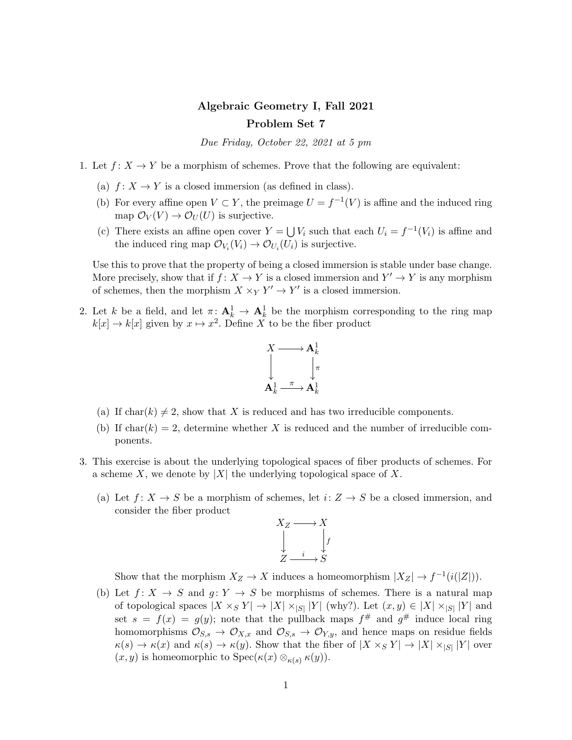# Algebraic Geometry I, Fall 2021

## Problem Set 7

*Due Friday, October 22, 2021 at 5 pm*

1. Let $f\colon X \to Y$ be a morphism of schemes. Prove that the following are equivalent:

   (a) $f\colon X \to Y$ is a closed immersion (as defined in class).

   (b) For every affine open $V \subset Y$, the preimage $U = f^{-1}(V)$ is affine and the induced ring map $\mathcal{O}_V(V) \to \mathcal{O}_U(U)$ is surjective.

   (c) There exists an affine open cover $Y = \bigcup V_i$ such that each $U_i = f^{-1}(V_i)$ is affine and the induced ring map $\mathcal{O}_{V_i}(V_i) \to \mathcal{O}_{U_i}(U_i)$ is surjective.

   Use this to prove that the property of being a closed immersion is stable under base change. More precisely, show that if $f\colon X \to Y$ is a closed immersion and $Y' \to Y$ is any morphism of schemes, then the morphism $X \times_Y Y' \to Y'$ is a closed immersion.

2. Let $k$ be a field, and let $\pi\colon \mathbf{A}^1_k \to \mathbf{A}^1_k$ be the morphism corresponding to the ring map $k[x] \to k[x]$ given by $x \mapsto x^2$. Define $X$ to be the fiber product

$$\begin{array}{ccc} X & \longrightarrow & \mathbf{A}^1_k \\ \downarrow & & \downarrow \pi \\ \mathbf{A}^1_k & \xrightarrow{\pi} & \mathbf{A}^1_k \end{array}$$

   (a) If $\mathrm{char}(k) \neq 2$, show that $X$ is reduced and has two irreducible components.

   (b) If $\mathrm{char}(k) = 2$, determine whether $X$ is reduced and the number of irreducible components.

3. This exercise is about the underlying topological spaces of fiber products of schemes. For a scheme $X$, we denote by $|X|$ the underlying topological space of $X$.

   (a) Let $f\colon X \to S$ be a morphism of schemes, let $i\colon Z \to S$ be a closed immersion, and consider the fiber product

$$\begin{array}{ccc} X_Z & \longrightarrow & X \\ \downarrow & & \downarrow f \\ Z & \xrightarrow{i} & S \end{array}$$

   Show that the morphism $X_Z \to X$ induces a homeomorphism $|X_Z| \to f^{-1}(i(|Z|))$.

   (b) Let $f\colon X \to S$ and $g\colon Y \to S$ be morphisms of schemes. There is a natural map of topological spaces $|X \times_S Y| \to |X| \times_{|S|} |Y|$ (why?). Let $(x, y) \in |X| \times_{|S|} |Y|$ and set $s = f(x) = g(y)$; note that the pullback maps $f^\#$ and $g^\#$ induce local ring homomorphisms $\mathcal{O}_{S,s} \to \mathcal{O}_{X,x}$ and $\mathcal{O}_{S,s} \to \mathcal{O}_{Y,y}$, and hence maps on residue fields $\kappa(s) \to \kappa(x)$ and $\kappa(s) \to \kappa(y)$. Show that the fiber of $|X \times_S Y| \to |X| \times_{|S|} |Y|$ over $(x, y)$ is homeomorphic to $\mathrm{Spec}(\kappa(x) \otimes_{\kappa(s)} \kappa(y))$.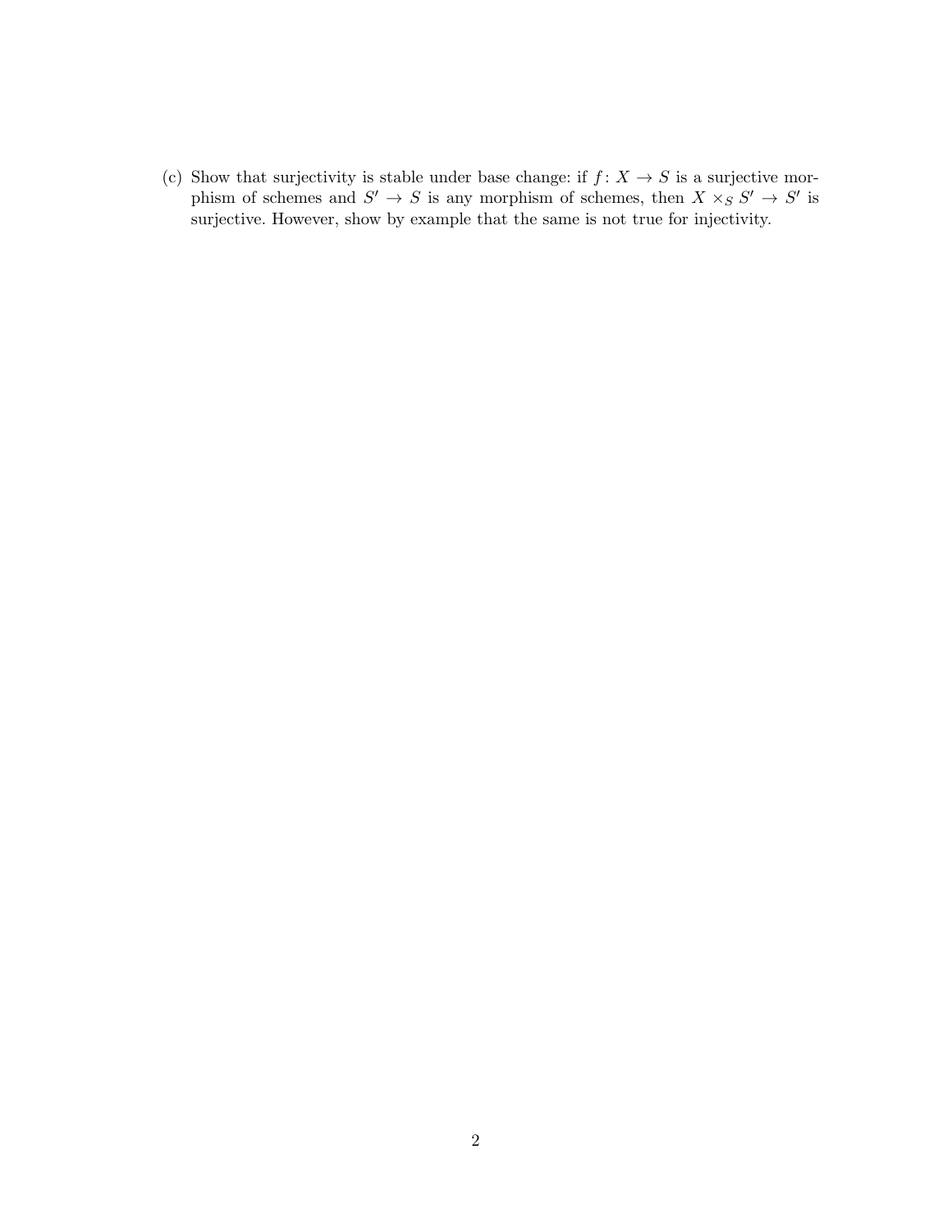(c) Show that surjectivity is stable under base change: if $f\colon X \to S$ is a surjective morphism of schemes and $S' \to S$ is any morphism of schemes, then $X \times_S S' \to S'$ is surjective. However, show by example that the same is not true for injectivity.